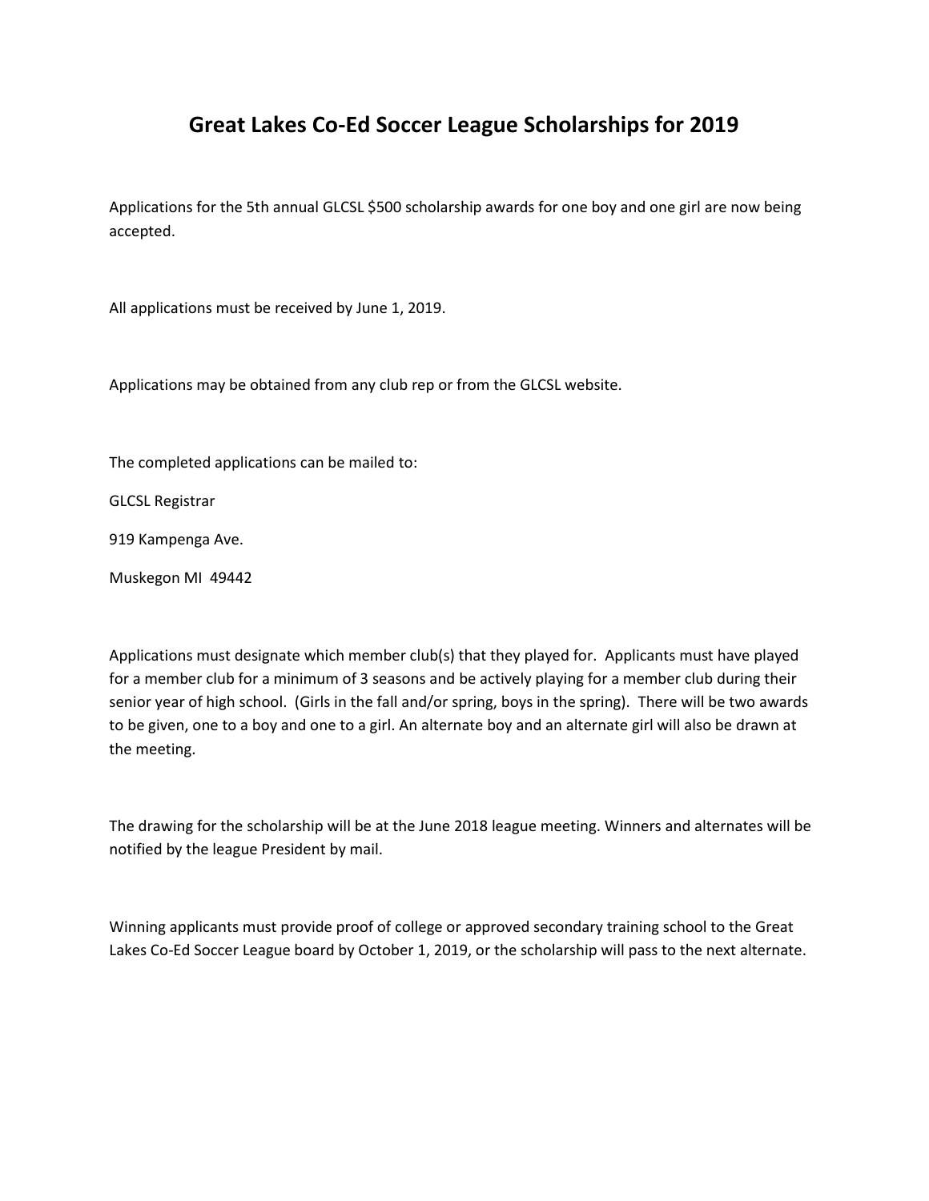# Great Lakes Co-Ed Soccer League Scholarships for 2019

Applications for the 5th annual GLCSL $500 scholarship awards for one boy and one girl are now being accepted.

All applications must be received by June 1, 2019.

Applications may be obtained from any club rep or from the GLCSL website.

The completed applications can be mailed to:

GLCSL Registrar

919 Kampenga Ave.

Muskegon MI 49442

Applications must designate which member club(s) that they played for. Applicants must have played for a member club for a minimum of 3 seasons and be actively playing for a member club during their senior year of high school. (Girls in the fall and/or spring, boys in the spring). There will be two awards to be given, one to a boy and one to a girl. An alternate boy and an alternate girl will also be drawn at the meeting.

The drawing for the scholarship will be at the June 2018 league meeting. Winners and alternates will be notified by the league President by mail.

Winning applicants must provide proof of college or approved secondary training school to the Great Lakes Co-Ed Soccer League board by October 1, 2019, or the scholarship will pass to the next alternate.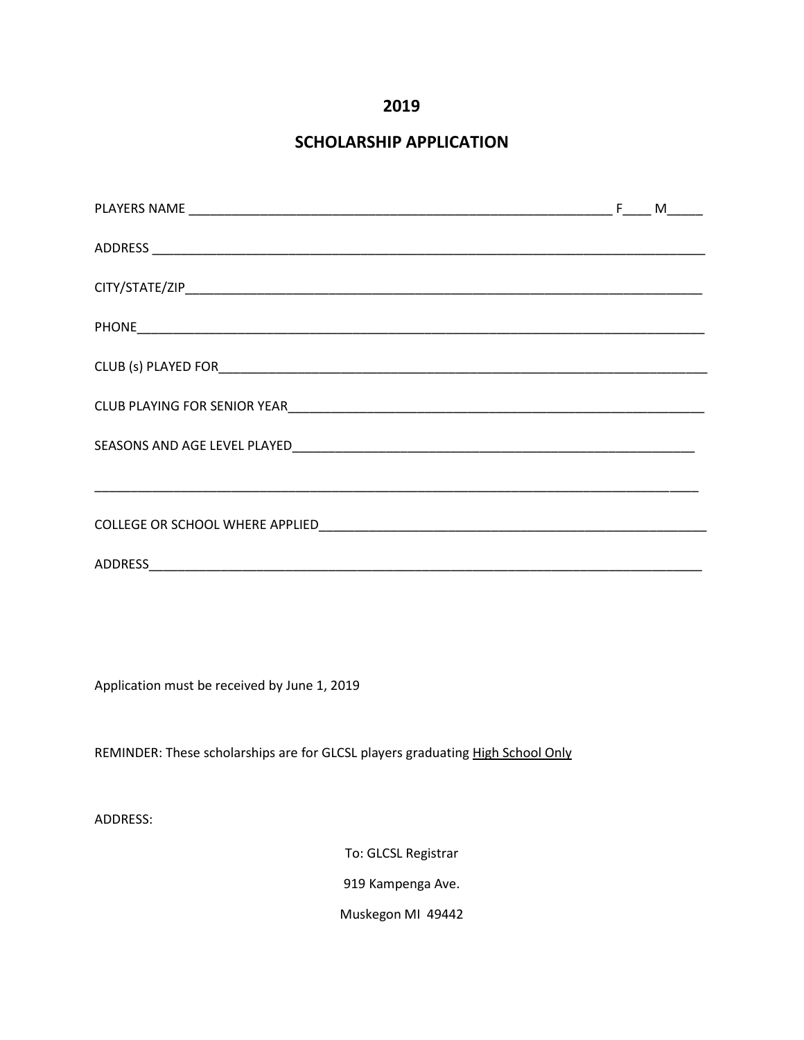# 2019

# SCHOLARSHIP APPLICATION

PLAYERS NAME ____________________________________________________________ F____ M_____

ADDRESS ________________________________________________________________________________

CITY/STATE/ZIP__________________________________________________________________________

PHONE__________________________________________________________________________________

CLUB (s) PLAYED FOR_____________________________________________________________________

CLUB PLAYING FOR SENIOR YEAR____________________________________________________________

SEASONS AND AGE LEVEL PLAYED___________________________________________________________

_______________________________________________________________________________________

COLLEGE OR SCHOOL WHERE APPLIED________________________________________________________

ADDRESS________________________________________________________________________________

Application must be received by June 1, 2019

REMINDER: These scholarships are for GLCSL players graduating <u>High School Only</u>

ADDRESS:

To: GLCSL Registrar

919 Kampenga Ave.

Muskegon MI 49442